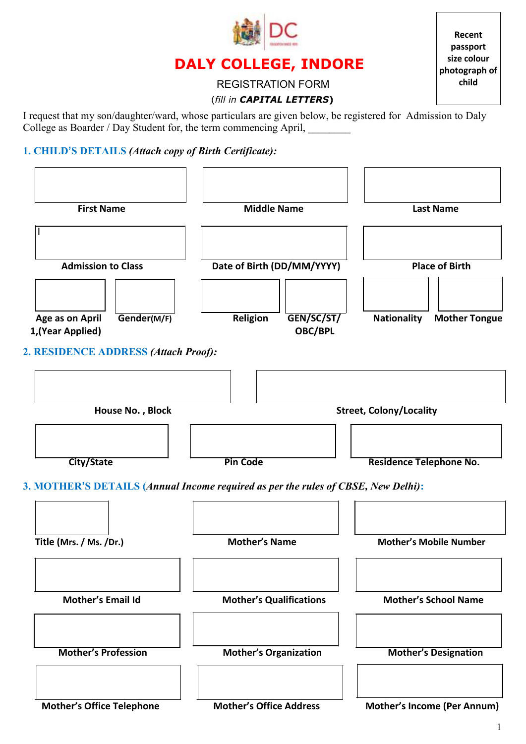# DALY COLLEGE, INDORE

## REGISTRATION FORM

(*fill in* ***CAPITAL LETTERS***)

Recent passport size colour photograph of child

I request that my son/daughter/ward, whose particulars are given below, be registered for Admission to Daly College as Boarder / Day Student for, the term commencing April, ________

### 1. CHILD'S DETAILS *(Attach copy of Birth Certificate):*

| | | |
|---|---|---|
| First Name | Middle Name | Last Name |
| Admission to Class | Date of Birth (DD/MM/YYYY) | Place of Birth |

| | | | | | |
|---|---|---|---|---|---|
| Age as on April 1,(Year Applied) | Gender(M/F) | Religion | GEN/SC/ST/ OBC/BPL | Nationality | Mother Tongue |

### 2. RESIDENCE ADDRESS *(Attach Proof):*

| | |
|---|---|
| House No. , Block | Street, Colony/Locality |

| | | |
|---|---|---|
| City/State | Pin Code | Residence Telephone No. |

### 3. MOTHER'S DETAILS (*Annual Income required as per the rules of CBSE, New Delhi*):

| | | |
|---|---|---|
| Title (Mrs. / Ms. /Dr.) | Mother's Name | Mother's Mobile Number |
| Mother's Email Id | Mother's Qualifications | Mother's School Name |
| Mother's Profession | Mother's Organization | Mother's Designation |
| Mother's Office Telephone | Mother's Office Address | Mother's Income (Per Annum) |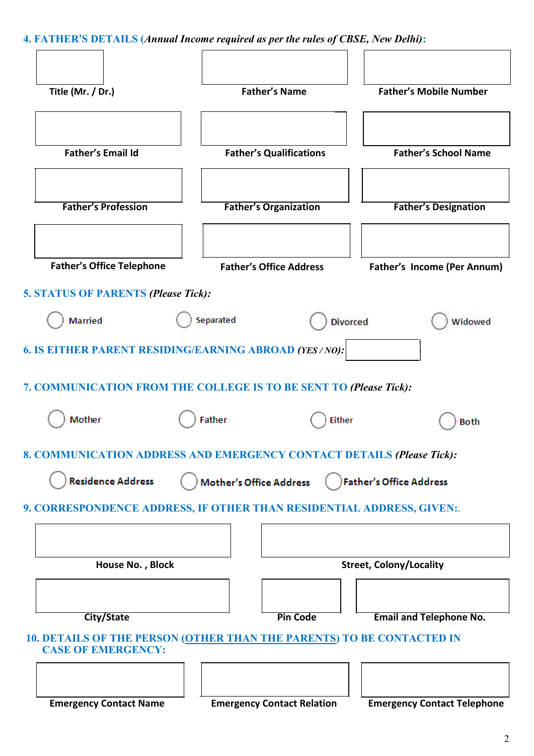### 4. FATHER'S DETAILS (*Annual Income required as per the rules of CBSE, New Delhi*):

| Title (Mr. / Dr.) | Father's Name | Father's Mobile Number |
|---|---|---|
| | | |

| Father's Email Id | Father's Qualifications | Father's School Name |
|---|---|---|
| | | |

| Father's Profession | Father's Organization | Father's Designation |
|---|---|---|
| | | |

| Father's Office Telephone | Father's Office Address | Father's Income (Per Annum) |
|---|---|---|
| | | |

### 5. STATUS OF PARENTS (*Please Tick*):

◯ Married ◯ Separated ◯ Divorced ◯ Widowed

### 6. IS EITHER PARENT RESIDING/EARNING ABROAD (*YES / NO*):

### 7. COMMUNICATION FROM THE COLLEGE IS TO BE SENT TO (*Please Tick*):

◯ Mother ◯ Father ◯ Either ◯ Both

### 8. COMMUNICATION ADDRESS AND EMERGENCY CONTACT DETAILS (*Please Tick*):

◯ Residence Address ◯ Mother's Office Address ◯ Father's Office Address

### 9. CORRESPONDENCE ADDRESS, IF OTHER THAN RESIDENTIAL ADDRESS, GIVEN:.

| House No. , Block | Street, Colony/Locality |
|---|---|
| | |

| City/State | Pin Code | Email and Telephone No. |
|---|---|---|
| | | |

### 10. DETAILS OF THE PERSON (OTHER THAN THE PARENTS) TO BE CONTACTED IN CASE OF EMERGENCY:

| Emergency Contact Name | Emergency Contact Relation | Emergency Contact Telephone |
|---|---|---|
| | | |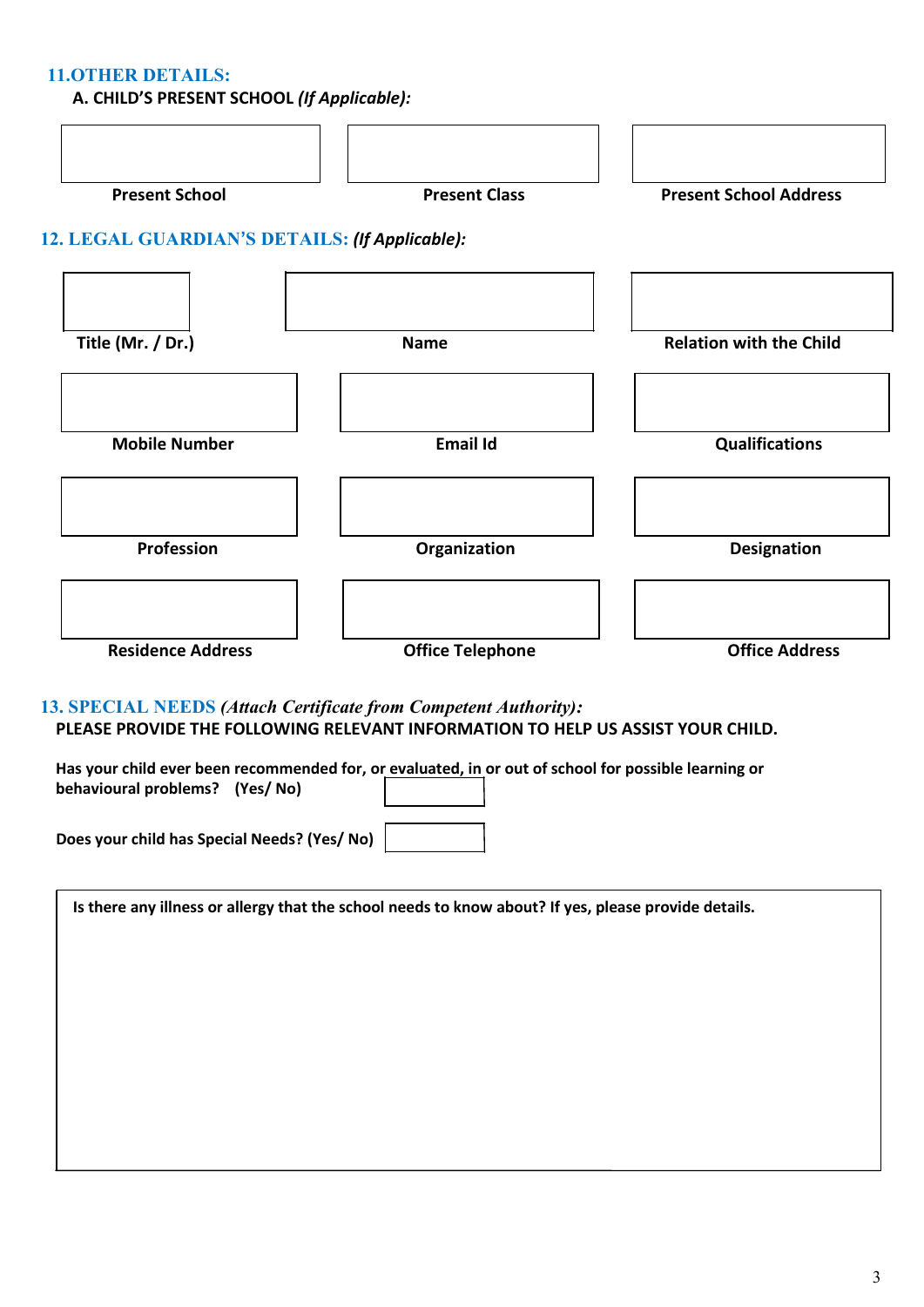## 11. OTHER DETAILS:

**A. CHILD'S PRESENT SCHOOL *(If Applicable)*:**

| Present School | Present Class | Present School Address |
|---|---|---|
| | | |

## 12. LEGAL GUARDIAN'S DETAILS: *(If Applicable)*:

| Title (Mr. / Dr.) | Name | Relation with the Child |
|---|---|---|
| | | |

| Mobile Number | Email Id | Qualifications |
|---|---|---|
| | | |

| Profession | Organization | Designation |
|---|---|---|
| | | |

| Residence Address | Office Telephone | Office Address |
|---|---|---|
| | | |

## 13. SPECIAL NEEDS *(Attach Certificate from Competent Authority)*:

**PLEASE PROVIDE THE FOLLOWING RELEVANT INFORMATION TO HELP US ASSIST YOUR CHILD.**

**Has your child ever been recommended for, or evaluated, in or out of school for possible learning or behavioural problems? (Yes/ No)**

**Does your child has Special Needs? (Yes/ No)**

**Is there any illness or allergy that the school needs to know about? If yes, please provide details.**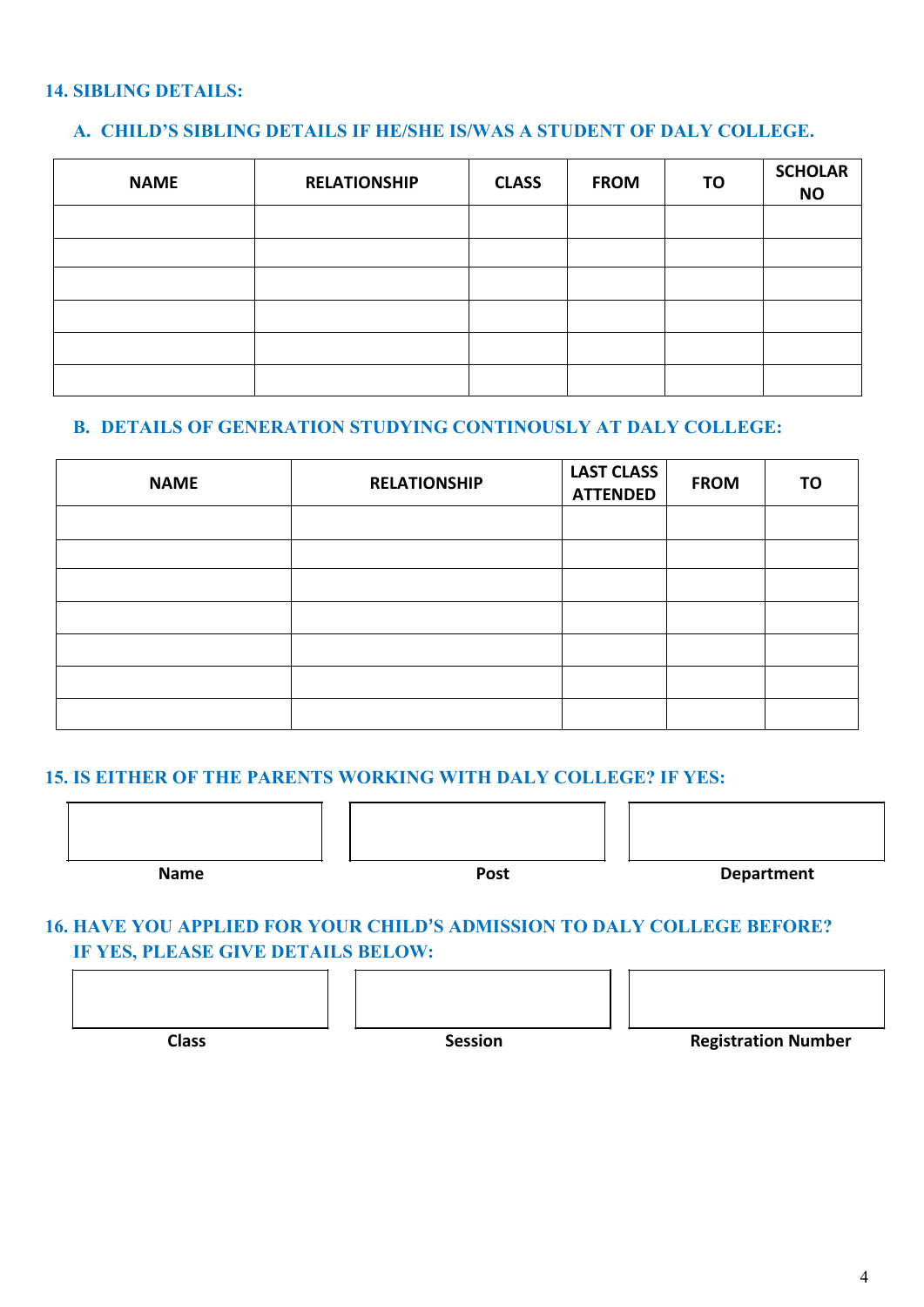### 14. SIBLING DETAILS:

#### A. CHILD'S SIBLING DETAILS IF HE/SHE IS/WAS A STUDENT OF DALY COLLEGE.

| NAME | RELATIONSHIP | CLASS | FROM | TO | SCHOLAR NO |
|---|---|---|---|---|---|
| | | | | | |
| | | | | | |
| | | | | | |
| | | | | | |
| | | | | | |
| | | | | | |

#### B. DETAILS OF GENERATION STUDYING CONTINOUSLY AT DALY COLLEGE:

| NAME | RELATIONSHIP | LAST CLASS ATTENDED | FROM | TO |
|---|---|---|---|---|
| | | | | |
| | | | | |
| | | | | |
| | | | | |
| | | | | |
| | | | | |
| | | | | |

### 15. IS EITHER OF THE PARENTS WORKING WITH DALY COLLEGE? IF YES:

| Name | Post | Department |
|---|---|---|
| | | |

### 16. HAVE YOU APPLIED FOR YOUR CHILD'S ADMISSION TO DALY COLLEGE BEFORE? IF YES, PLEASE GIVE DETAILS BELOW:

| Class | Session | Registration Number |
|---|---|---|
| | | |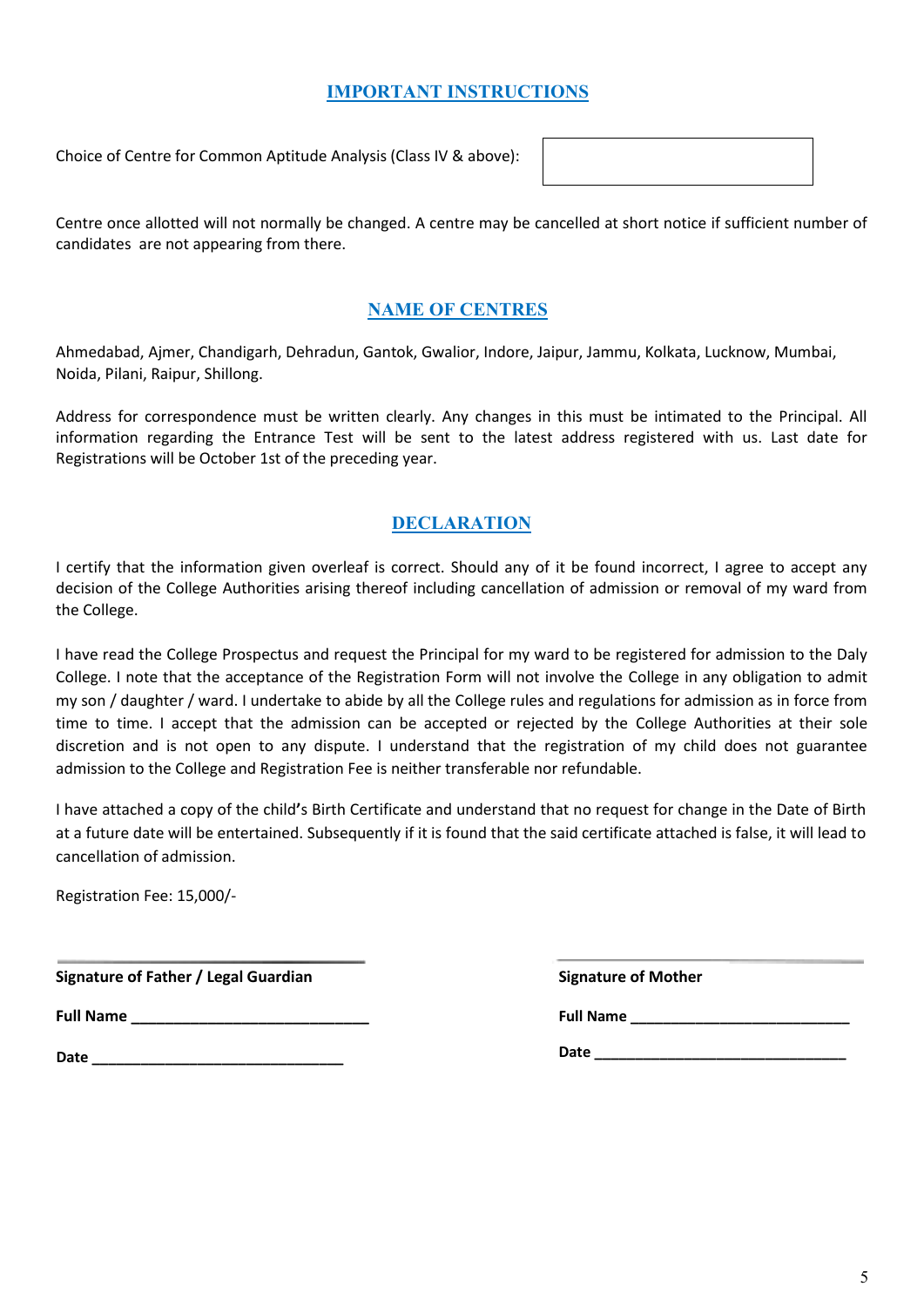## IMPORTANT INSTRUCTIONS

Choice of Centre for Common Aptitude Analysis (Class IV & above): ______________________

Centre once allotted will not normally be changed. A centre may be cancelled at short notice if sufficient number of candidates are not appearing from there.

## NAME OF CENTRES

Ahmedabad, Ajmer, Chandigarh, Dehradun, Gantok, Gwalior, Indore, Jaipur, Jammu, Kolkata, Lucknow, Mumbai, Noida, Pilani, Raipur, Shillong.

Address for correspondence must be written clearly. Any changes in this must be intimated to the Principal. All information regarding the Entrance Test will be sent to the latest address registered with us. Last date for Registrations will be October 1st of the preceding year.

## DECLARATION

I certify that the information given overleaf is correct. Should any of it be found incorrect, I agree to accept any decision of the College Authorities arising thereof including cancellation of admission or removal of my ward from the College.

I have read the College Prospectus and request the Principal for my ward to be registered for admission to the Daly College. I note that the acceptance of the Registration Form will not involve the College in any obligation to admit my son / daughter / ward. I undertake to abide by all the College rules and regulations for admission as in force from time to time. I accept that the admission can be accepted or rejected by the College Authorities at their sole discretion and is not open to any dispute. I understand that the registration of my child does not guarantee admission to the College and Registration Fee is neither transferable nor refundable.

I have attached a copy of the child's Birth Certificate and understand that no request for change in the Date of Birth at a future date will be entertained. Subsequently if it is found that the said certificate attached is false, it will lead to cancellation of admission.

Registration Fee: 15,000/-

______________________________

**Signature of Father / Legal Guardian**

**Full Name** ______________________________

**Date** ______________________________

______________________________

**Signature of Mother**

**Full Name** ______________________________

**Date** ______________________________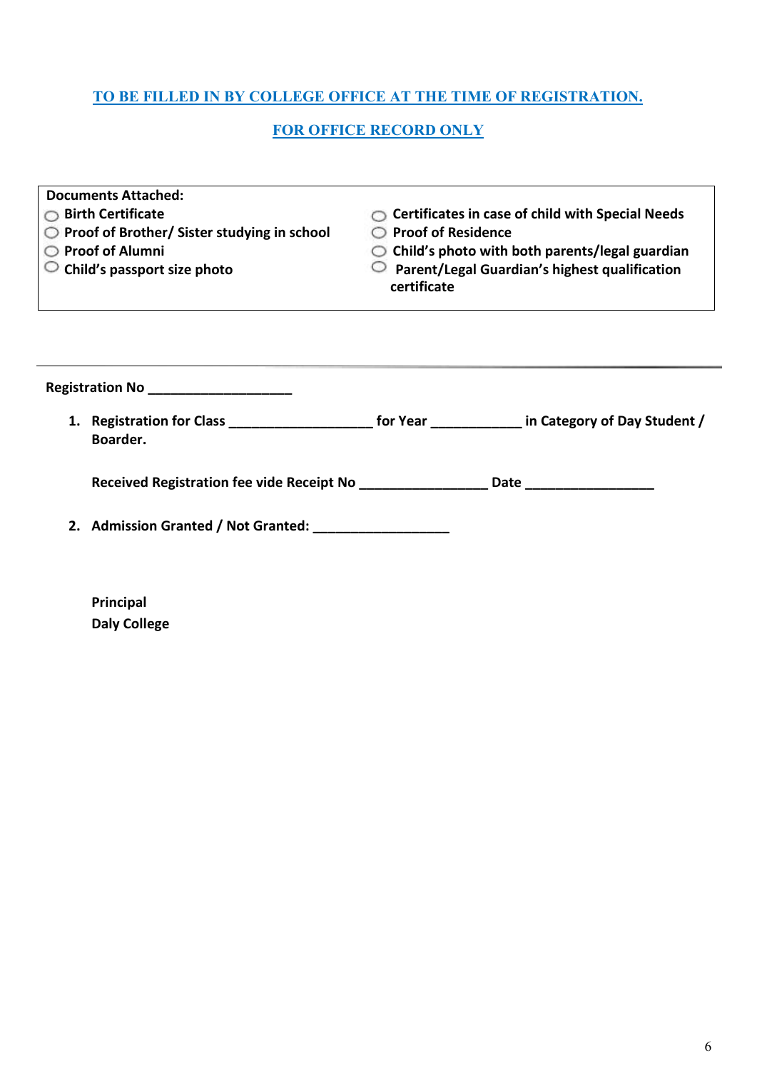**TO BE FILLED IN BY COLLEGE OFFICE AT THE TIME OF REGISTRATION.**

**FOR OFFICE RECORD ONLY**

**Documents Attached:**

- ○ **Birth Certificate**
- ○ **Proof of Brother/ Sister studying in school**
- ○ **Proof of Alumni**
- ○ **Child's passport size photo**
- ○ **Certificates in case of child with Special Needs**
- ○ **Proof of Residence**
- ○ **Child's photo with both parents/legal guardian**
- ○ **Parent/Legal Guardian's highest qualification certificate**

---

**Registration No ___________________**

1. **Registration for Class ___________________ for Year ___________ in Category of Day Student / Boarder.**

   **Received Registration fee vide Receipt No ________________ Date ________________**

2. **Admission Granted / Not Granted: _________________**

**Principal**
**Daly College**